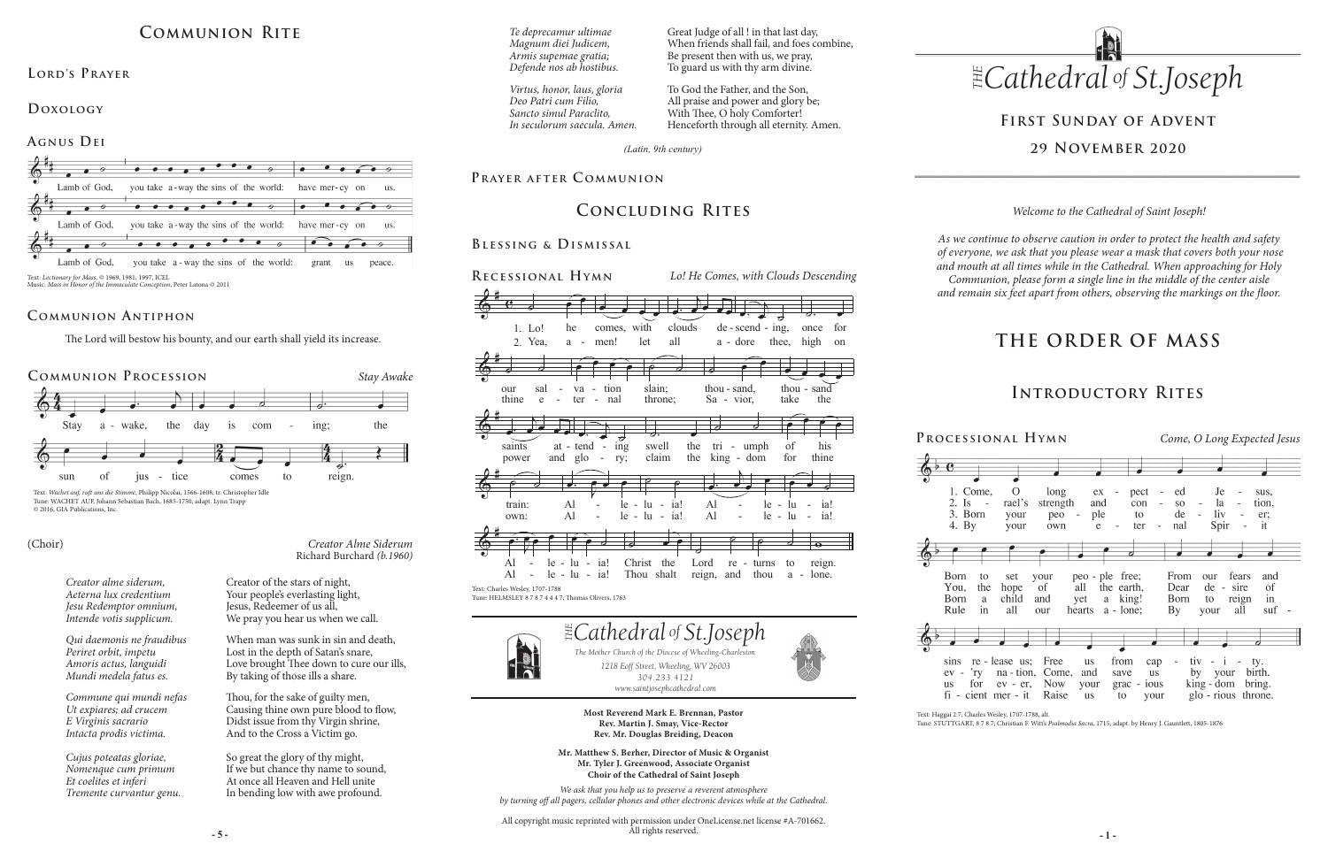# Communion Rite

## Lord's Prayer

## Doxology

## Agnus Dei

Lamb of God, you take a-way the sins of the world: have mer-cy on us.
Lamb of God, you take a-way the sins of the world: have mer-cy on us.
Lamb of God, you take a-way the sins of the world: grant us peace.

Text: *Lectionary for Mass*, © 1969, 1981, 1997, ICEL
Music: *Mass in Honor of the Immaculate Conception*, Peter Latona © 2011

## Communion Antiphon

The Lord will bestow his bounty, and our earth shall yield its increase.

## Communion Procession — *Stay Awake*

Stay a-wake, the day is com-ing; the sun of jus-tice comes to reign.

Text: *Wachet auf, ruft uns die Stimme*, Philipp Nicolai, 1566-1608; tr. Christopher Idle
Tune: WACHET AUF, Johann Sebastian Bach, 1685-1750; adapt. Lynn Trapp
© 2016, GIA Publications, Inc.

(Choir) *Creator Alme Siderum*
Richard Burchard *(b.1960)*

| | |
|---|---|
| *Creator alme siderum,*<br>*Aeterna lux credentium*<br>*Jesu Redemptor omnium,*<br>*Intende votis supplicum.* | Creator of the stars of night,<br>Your people's everlasting light,<br>Jesus, Redeemer of us all,<br>We pray you hear us when we call. |
| *Qui daemonis ne fraudibus*<br>*Periret orbit, impetu*<br>*Amoris actus, languidi*<br>*Mundi medela fatus es.* | When man was sunk in sin and death,<br>Lost in the depth of Satan's snare,<br>Love brought Thee down to cure our ills,<br>By taking of those ills a share. |
| *Commune qui mundi nefas*<br>*Ut expiares; ad crucem*<br>*E Virginis sacrario*<br>*Intacta prodis victima.* | Thou, for the sake of guilty men,<br>Causing thine own pure blood to flow,<br>Didst issue from thy Virgin shrine,<br>And to the Cross a Victim go. |
| *Cujus poteatas gloriae,*<br>*Nomenque cum primum*<br>*Et coelites et inferi*<br>*Tremente curvantur genu.* | So great the glory of thy might,<br>If we but chance thy name to sound,<br>At once all Heaven and Hell unite<br>In bending low with awe profound. |
| *Te deprecamur ultimae*<br>*Magnum diei Judicem,*<br>*Armis supernae gratia;*<br>*Defende nos ab hostibus.* | Great Judge of all! in that last day,<br>When friends shall fail, and foes combine,<br>Be present then with us, we pray,<br>To guard us with thy arm divine. |
| *Virtus, honor, laus, gloria*<br>*Deo Patri cum Filio,*<br>*Sancto simul Paraclito,*<br>*In seculorum saecula. Amen.* | To God the Father, and the Son,<br>All praise and power and glory be;<br>With Thee, O holy Comforter!<br>Henceforth through all eternity. Amen. |

*(Latin, 9th century)*

## Prayer after Communion

# Concluding Rites

## Blessing & Dismissal

## Recessional Hymn — *Lo! He Comes, with Clouds Descending*

1. Lo! he comes, with clouds de-scend-ing, once for our sal-va-tion slain; thou-sand, thou-sand saints at-tend-ing swell the tri-umph of his train: Al-le-lu-ia! Al-le-lu-ia! Al-le-lu-ia! Christ the Lord re-turns to reign.
2. Yea, a-men! let all a-dore thee, high on thine e-ter-nal throne; Sa-vior, take the power and glo-ry; claim the king-dom for thine own: Al-le-lu-ia! Al-le-lu-ia! Al-le-lu-ia! Thou shalt reign, and thou a-lone.

Text: Charles Wesley, 1707-1788
Tune: HELMSLEY 8 7 8 7 4 4 4 7; Thomas Olivers, 1763

*The Cathedral of St. Joseph*
*The Mother Church of the Diocese of Wheeling-Charleston*
*1218 Eoff Street, Wheeling, WV 26003*
*304.233.4121*
*www.saintjosephcathedral.com*

**Most Reverend Mark E. Brennan, Pastor**
**Rev. Martin J. Smay, Vice-Rector**
**Rev. Mr. Douglas Breiding, Deacon**

**Mr. Matthew S. Berher, Director of Music & Organist**
**Mr. Tyler J. Greenwood, Associate Organist**
**Choir of the Cathedral of Saint Joseph**

*We ask that you help us to preserve a reverent atmosphere by turning off all pagers, cellular phones and other electronic devices while at the Cathedral.*

All copyright music reprinted with permission under OneLicense.net license #A-701662. All rights reserved.

# The Cathedral of St. Joseph

## First Sunday of Advent

## 29 November 2020

*Welcome to the Cathedral of Saint Joseph!*

*As we continue to observe caution in order to protect the health and safety of everyone, we ask that you please wear a mask that covers both your nose and mouth at all times while in the Cathedral. When approaching for Holy Communion, please form a single line in the middle of the center aisle and remain six feet apart from others, observing the markings on the floor.*

# The Order of Mass

# Introductory Rites

## Processional Hymn — *Come, O Long Expected Jesus*

1. Come, O long ex-pect-ed Je-sus, Born to set your peo-ple free; From our fears and sins re-lease us; Free us from cap-tiv-i-ty.
2. Is-rael's strength and con-so-la-tion, You, the hope of all the earth, Dear de-sire of ev-'ry na-tion, Come, and save us by your birth.
3. Born your peo-ple to de-liv-er; Born a child and yet a king! Born to reign in us for ev-er, Now your grac-ious king-dom bring.
4. By your own e-ter-nal Spir-it Rule in all our hearts a-lone; By your all suf-fi-cient mer-it Raise us to your glo-rious throne.

Text: Haggai 2:7; Charles Wesley, 1707-1788, alt.
Tune: STUTTGART, 8 7 8 7; Christian F. Witt's *Psalmodia Sacra*, 1715; adapt. by Henry J. Gauntlett, 1805-1876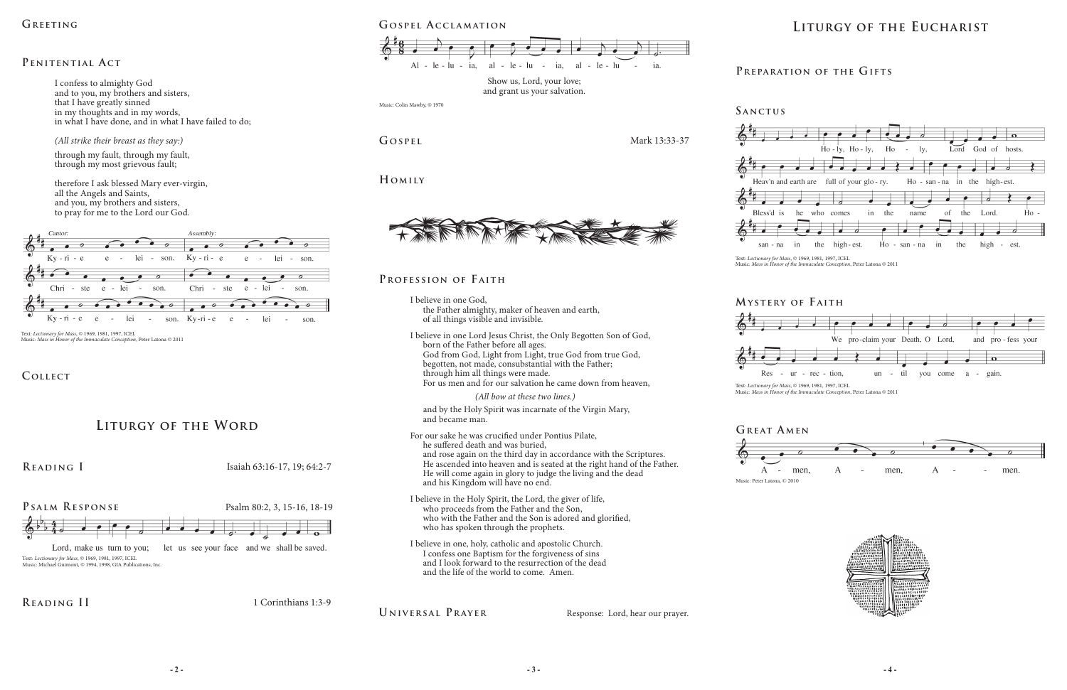## Greeting

## Penitential Act

I confess to almighty God
and to you, my brothers and sisters,
that I have greatly sinned
in my thoughts and in my words,
in what I have done, and in what I have failed to do;

*(All strike their breast as they say:)*

through my fault, through my fault,
through my most grievous fault;

therefore I ask blessed Mary ever-virgin,
all the Angels and Saints,
and you, my brothers and sisters,
to pray for me to the Lord our God.

*Cantor:* Ky - ri - e e - lei - son. *Assembly:* Ky - ri - e e - lei - son.
Chri - ste e - lei - son. Chri - ste e - lei - son.
Ky - ri - e e - lei - son. Ky - ri - e e - lei - son.

Text: *Lectionary for Mass*, © 1969, 1981, 1997, ICEL
Music: *Mass in Honor of the Immaculate Conception*, Peter Latona © 2011

## Collect

# Liturgy of the Word

## Reading I

Isaiah 63:16-17, 19; 64:2-7

## Psalm Response

Psalm 80:2, 3, 15-16, 18-19

Lord, make us turn to you; let us see your face and we shall be saved.

Text: *Lectionary for Mass*, © 1969, 1981, 1997, ICEL
Music: Michael Guimont, © 1994, 1998, GIA Publications, Inc.

## Reading II

1 Corinthians 1:3-9

## Gospel Acclamation

Al - le - lu - ia, al - le - lu - ia, al - le - lu - ia.

Show us, Lord, your love;
and grant us your salvation.

Music: Colin Mawby, © 1970

## Gospel

Mark 13:33-37

## Homily

## Profession of Faith

I believe in one God,
the Father almighty, maker of heaven and earth,
of all things visible and invisible.

I believe in one Lord Jesus Christ, the Only Begotten Son of God,
born of the Father before all ages.
God from God, Light from Light, true God from true God,
begotten, not made, consubstantial with the Father;
through him all things were made.
For us men and for our salvation he came down from heaven,

*(All bow at these two lines.)*

and by the Holy Spirit was incarnate of the Virgin Mary,
and became man.

For our sake he was crucified under Pontius Pilate,
he suffered death and was buried,
and rose again on the third day in accordance with the Scriptures.
He ascended into heaven and is seated at the right hand of the Father.
He will come again in glory to judge the living and the dead
and his Kingdom will have no end.

I believe in the Holy Spirit, the Lord, the giver of life,
who proceeds from the Father and the Son,
who with the Father and the Son is adored and glorified,
who has spoken through the prophets.

I believe in one, holy, catholic and apostolic Church.
I confess one Baptism for the forgiveness of sins
and I look forward to the resurrection of the dead
and the life of the world to come. Amen.

## Universal Prayer

Response: Lord, hear our prayer.

# Liturgy of the Eucharist

## Preparation of the Gifts

## Sanctus

Ho - ly, Ho - ly, Ho - ly, Lord God of hosts.
Heav'n and earth are full of your glo - ry. Ho - san - na in the high - est.
Bless'd is he who comes in the name of the Lord. Ho - san - na in the high - est. Ho - san - na in the high - est.

Text: *Lectionary for Mass*, © 1969, 1981, 1997, ICEL
Music: *Mass in Honor of the Immaculate Conception*, Peter Latona © 2011

## Mystery of Faith

We pro - claim your Death, O Lord, and pro - fess your Res - ur - rec - tion, un - til you come a - gain.

Text: *Lectionary for Mass*, © 1969, 1981, 1997, ICEL
Music: *Mass in Honor of the Immaculate Conception*, Peter Latona © 2011

## Great Amen

A - men, A - men, A - men.

Music: Peter Latona, © 2010